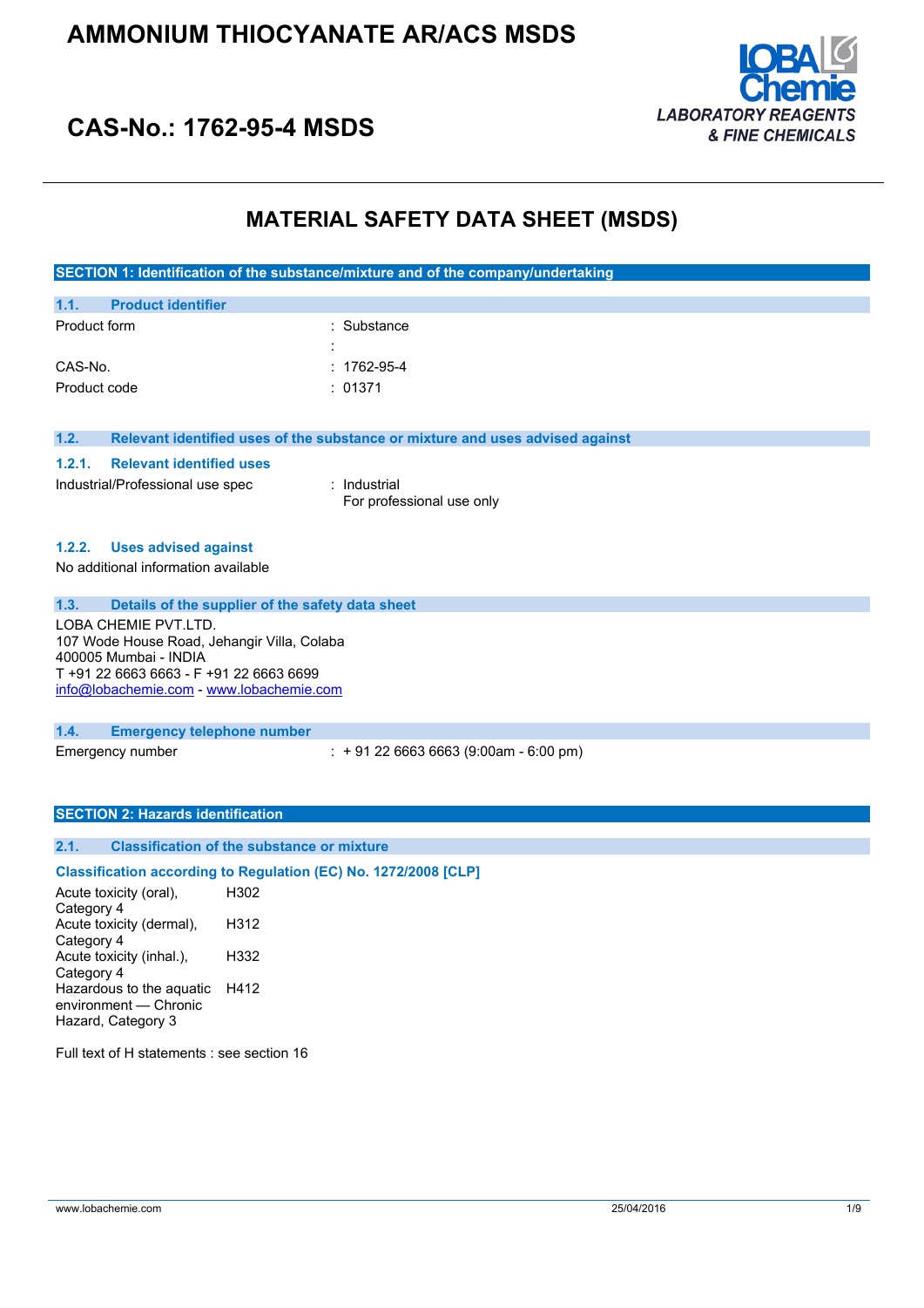# AMMONIUM THIOCYANATE AR/ACS MSDS

## CAS-No.: 1762-95-4 MSDS

LOBA Chemie
LABORATORY REAGENTS & FINE CHEMICALS

# MATERIAL SAFETY DATA SHEET (MSDS)

## SECTION 1: Identification of the substance/mixture and of the company/undertaking

### 1.1. Product identifier

| | |
|---|---|
| Product form | : Substance |
| | : |
| CAS-No. | : 1762-95-4 |
| Product code | : 01371 |

### 1.2. Relevant identified uses of the substance or mixture and uses advised against

#### 1.2.1. Relevant identified uses

| | |
|---|---|
| Industrial/Professional use spec | : Industrial<br>For professional use only |

#### 1.2.2. Uses advised against

No additional information available

### 1.3. Details of the supplier of the safety data sheet

LOBA CHEMIE PVT.LTD.
107 Wode House Road, Jehangir Villa, Colaba
400005 Mumbai - INDIA
T +91 22 6663 6663 - F +91 22 6663 6699
info@lobachemie.com - www.lobachemie.com

### 1.4. Emergency telephone number

| | |
|---|---|
| Emergency number | : + 91 22 6663 6663 (9:00am - 6:00 pm) |

## SECTION 2: Hazards identification

### 2.1. Classification of the substance or mixture

**Classification according to Regulation (EC) No. 1272/2008 [CLP]**

| | |
|---|---|
| Acute toxicity (oral), Category 4 | H302 |
| Acute toxicity (dermal), Category 4 | H312 |
| Acute toxicity (inhal.), Category 4 | H332 |
| Hazardous to the aquatic environment — Chronic Hazard, Category 3 | H412 |

Full text of H statements : see section 16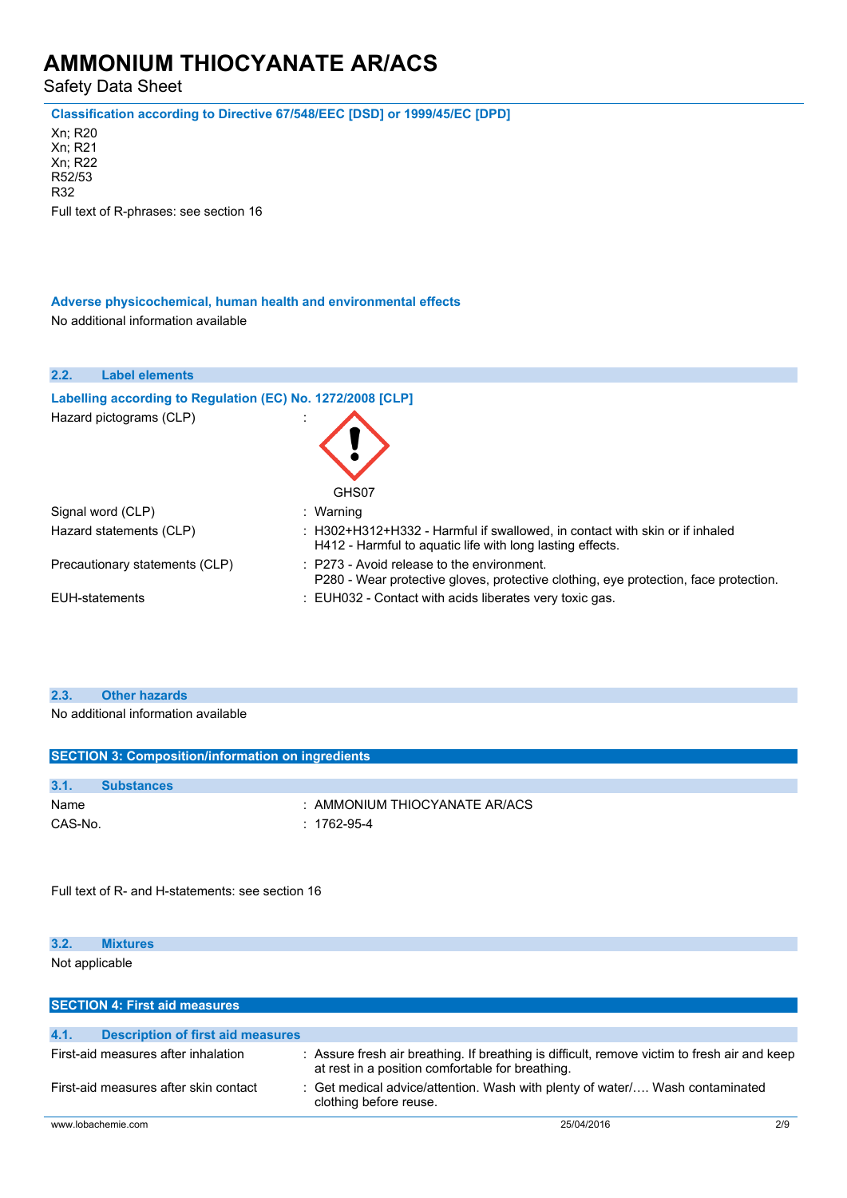**Classification according to Directive 67/548/EEC [DSD] or 1999/45/EC [DPD]**

Xn; R20
Xn; R21
Xn; R22
R52/53
R32

Full text of R-phrases: see section 16

**Adverse physicochemical, human health and environmental effects**

No additional information available

### 2.2. Label elements

**Labelling according to Regulation (EC) No. 1272/2008 [CLP]**

| | |
|---|---|
| Hazard pictograms (CLP) | : GHS07 |
| Signal word (CLP) | : Warning |
| Hazard statements (CLP) | : H302+H312+H332 - Harmful if swallowed, in contact with skin or if inhaled<br>H412 - Harmful to aquatic life with long lasting effects. |
| Precautionary statements (CLP) | : P273 - Avoid release to the environment.<br>P280 - Wear protective gloves, protective clothing, eye protection, face protection. |
| EUH-statements | : EUH032 - Contact with acids liberates very toxic gas. |

### 2.3. Other hazards

No additional information available

## SECTION 3: Composition/information on ingredients

### 3.1. Substances

| | |
|---|---|
| Name | : AMMONIUM THIOCYANATE AR/ACS |
| CAS-No. | : 1762-95-4 |

Full text of R- and H-statements: see section 16

### 3.2. Mixtures

Not applicable

## SECTION 4: First aid measures

### 4.1. Description of first aid measures

| | |
|---|---|
| First-aid measures after inhalation | : Assure fresh air breathing. If breathing is difficult, remove victim to fresh air and keep at rest in a position comfortable for breathing. |
| First-aid measures after skin contact | : Get medical advice/attention. Wash with plenty of water/…. Wash contaminated clothing before reuse. |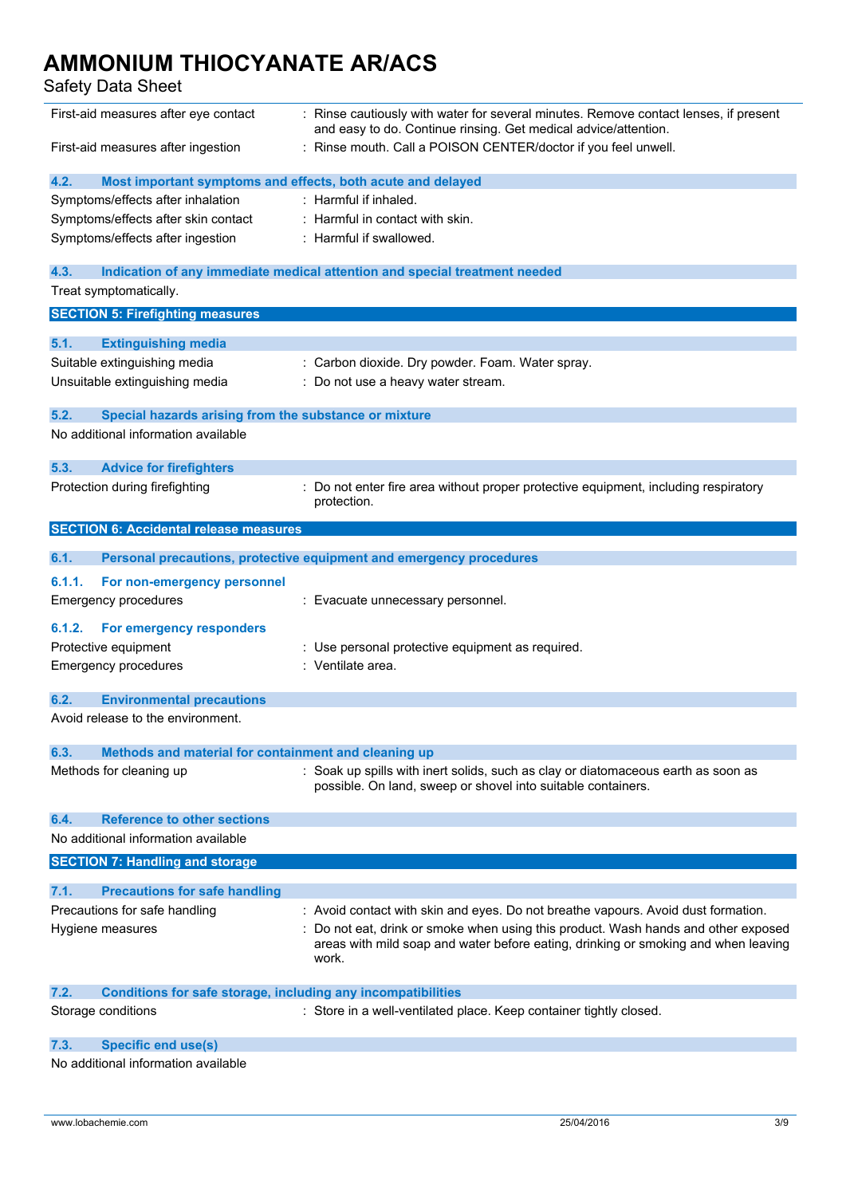| | |
|---|---|
| First-aid measures after eye contact | : Rinse cautiously with water for several minutes. Remove contact lenses, if present and easy to do. Continue rinsing. Get medical advice/attention. |
| First-aid measures after ingestion | : Rinse mouth. Call a POISON CENTER/doctor if you feel unwell. |

### 4.2. Most important symptoms and effects, both acute and delayed

| | |
|---|---|
| Symptoms/effects after inhalation | : Harmful if inhaled. |
| Symptoms/effects after skin contact | : Harmful in contact with skin. |
| Symptoms/effects after ingestion | : Harmful if swallowed. |

### 4.3. Indication of any immediate medical attention and special treatment needed

Treat symptomatically.

## SECTION 5: Firefighting measures

### 5.1. Extinguishing media

| | |
|---|---|
| Suitable extinguishing media | : Carbon dioxide. Dry powder. Foam. Water spray. |
| Unsuitable extinguishing media | : Do not use a heavy water stream. |

### 5.2. Special hazards arising from the substance or mixture

No additional information available

### 5.3. Advice for firefighters

| | |
|---|---|
| Protection during firefighting | : Do not enter fire area without proper protective equipment, including respiratory protection. |

## SECTION 6: Accidental release measures

### 6.1. Personal precautions, protective equipment and emergency procedures

#### 6.1.1. For non-emergency personnel

| | |
|---|---|
| Emergency procedures | : Evacuate unnecessary personnel. |

#### 6.1.2. For emergency responders

| | |
|---|---|
| Protective equipment | : Use personal protective equipment as required. |
| Emergency procedures | : Ventilate area. |

### 6.2. Environmental precautions

Avoid release to the environment.

### 6.3. Methods and material for containment and cleaning up

| | |
|---|---|
| Methods for cleaning up | : Soak up spills with inert solids, such as clay or diatomaceous earth as soon as possible. On land, sweep or shovel into suitable containers. |

### 6.4. Reference to other sections

No additional information available

## SECTION 7: Handling and storage

### 7.1. Precautions for safe handling

| | |
|---|---|
| Precautions for safe handling | : Avoid contact with skin and eyes. Do not breathe vapours. Avoid dust formation. |
| Hygiene measures | : Do not eat, drink or smoke when using this product. Wash hands and other exposed areas with mild soap and water before eating, drinking or smoking and when leaving work. |

### 7.2. Conditions for safe storage, including any incompatibilities

| | |
|---|---|
| Storage conditions | : Store in a well-ventilated place. Keep container tightly closed. |

### 7.3. Specific end use(s)

No additional information available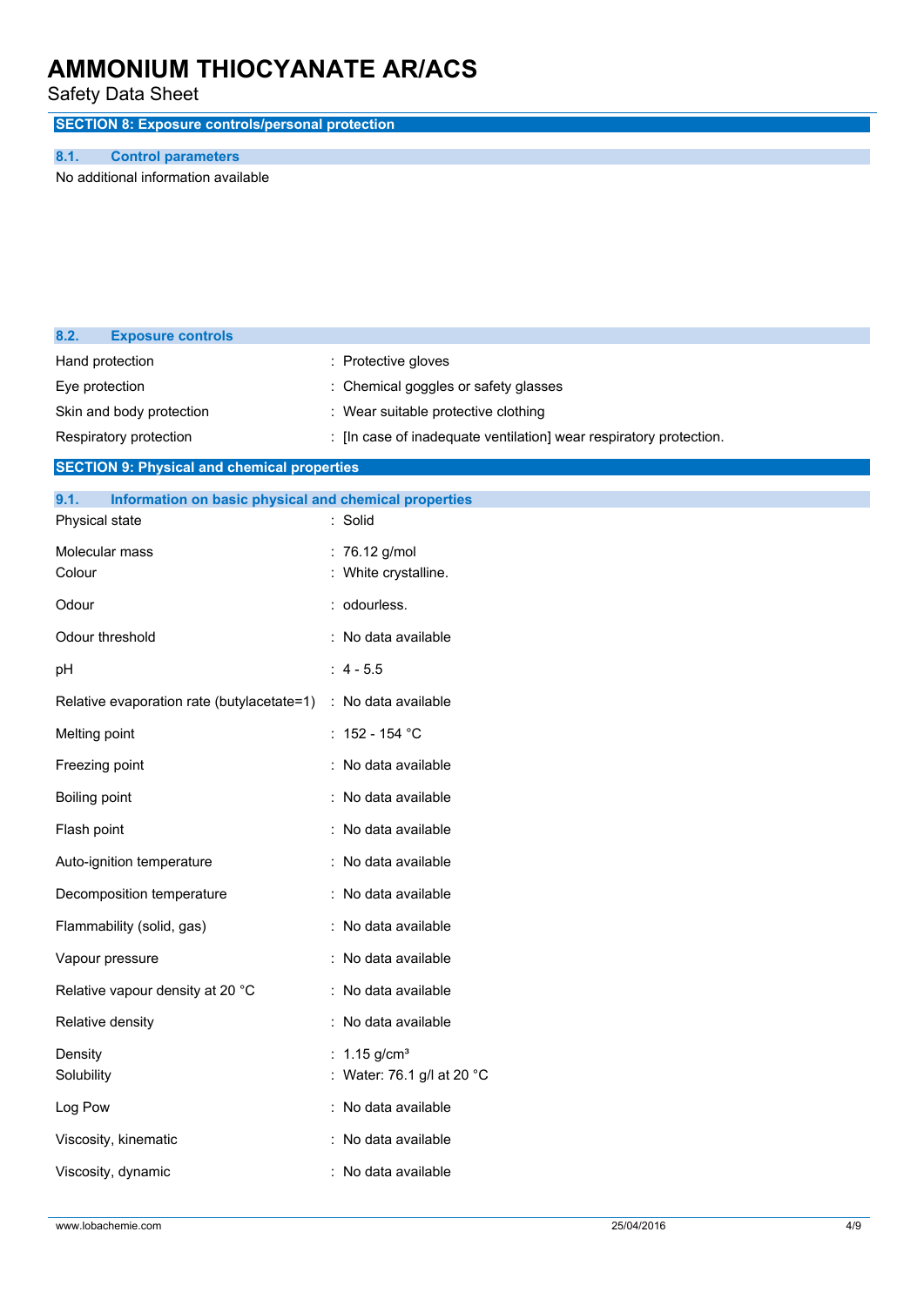## SECTION 8: Exposure controls/personal protection

### 8.1. Control parameters

No additional information available

### 8.2. Exposure controls

| | |
|---|---|
| Hand protection | : Protective gloves |
| Eye protection | : Chemical goggles or safety glasses |
| Skin and body protection | : Wear suitable protective clothing |
| Respiratory protection | : [In case of inadequate ventilation] wear respiratory protection. |

## SECTION 9: Physical and chemical properties

### 9.1. Information on basic physical and chemical properties

| | |
|---|---|
| Physical state | : Solid |
| Molecular mass | : 76.12 g/mol |
| Colour | : White crystalline. |
| Odour | : odourless. |
| Odour threshold | : No data available |
| pH | : 4 - 5.5 |
| Relative evaporation rate (butylacetate=1) | : No data available |
| Melting point | : 152 - 154 °C |
| Freezing point | : No data available |
| Boiling point | : No data available |
| Flash point | : No data available |
| Auto-ignition temperature | : No data available |
| Decomposition temperature | : No data available |
| Flammability (solid, gas) | : No data available |
| Vapour pressure | : No data available |
| Relative vapour density at 20 °C | : No data available |
| Relative density | : No data available |
| Density | : 1.15 g/cm³ |
| Solubility | : Water: 76.1 g/l at 20 °C |
| Log Pow | : No data available |
| Viscosity, kinematic | : No data available |
| Viscosity, dynamic | : No data available |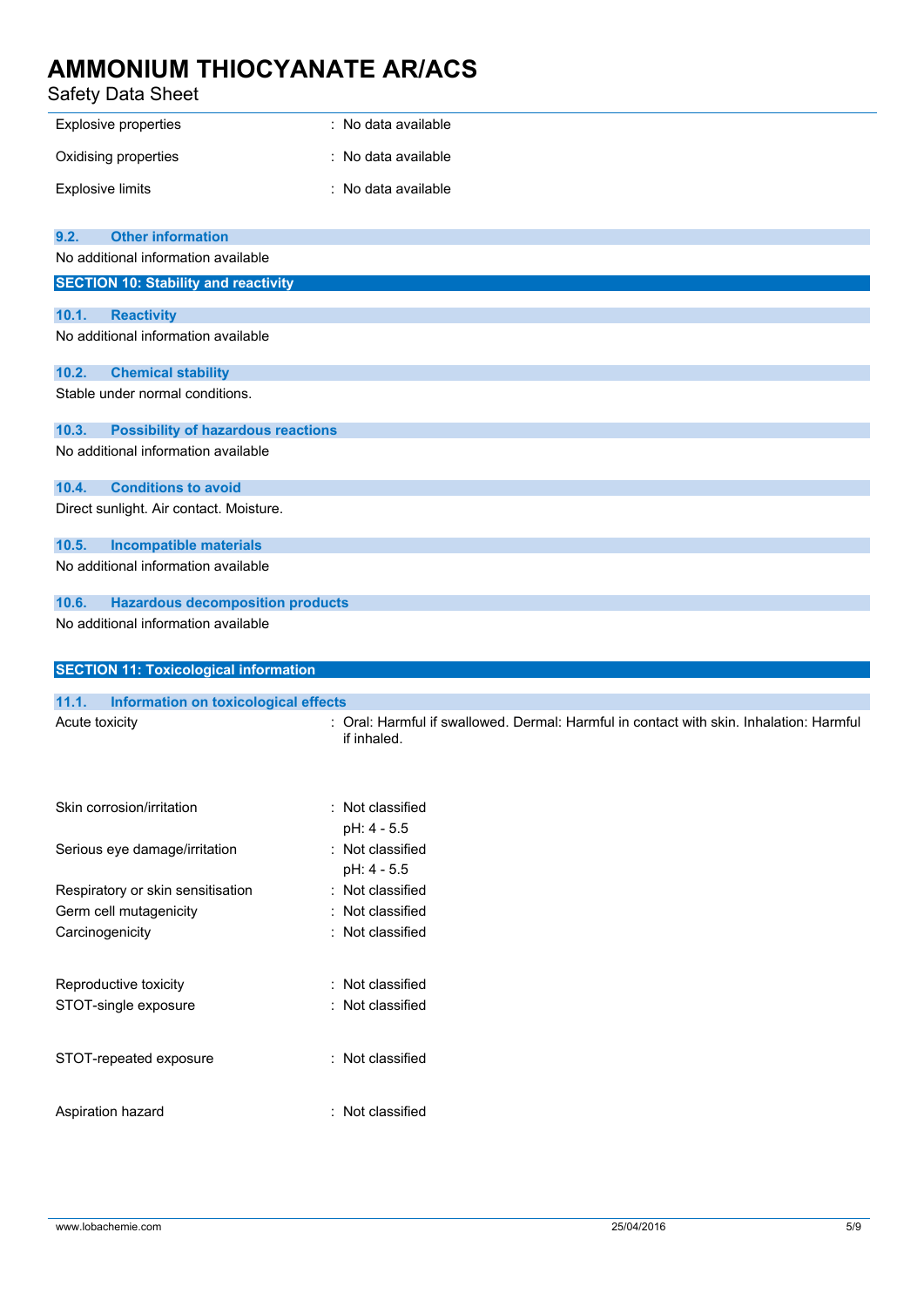| | |
|---|---|
| Explosive properties | : No data available |
| Oxidising properties | : No data available |
| Explosive limits | : No data available |

### 9.2. Other information

No additional information available

## SECTION 10: Stability and reactivity

### 10.1. Reactivity

No additional information available

### 10.2. Chemical stability

Stable under normal conditions.

### 10.3. Possibility of hazardous reactions

No additional information available

### 10.4. Conditions to avoid

Direct sunlight. Air contact. Moisture.

### 10.5. Incompatible materials

No additional information available

### 10.6. Hazardous decomposition products

No additional information available

## SECTION 11: Toxicological information

### 11.1. Information on toxicological effects

| | |
|---|---|
| Acute toxicity | : Oral: Harmful if swallowed. Dermal: Harmful in contact with skin. Inhalation: Harmful if inhaled. |
| Skin corrosion/irritation | : Not classified<br>pH: 4 - 5.5 |
| Serious eye damage/irritation | : Not classified<br>pH: 4 - 5.5 |
| Respiratory or skin sensitisation | : Not classified |
| Germ cell mutagenicity | : Not classified |
| Carcinogenicity | : Not classified |
| Reproductive toxicity | : Not classified |
| STOT-single exposure | : Not classified |
| STOT-repeated exposure | : Not classified |
| Aspiration hazard | : Not classified |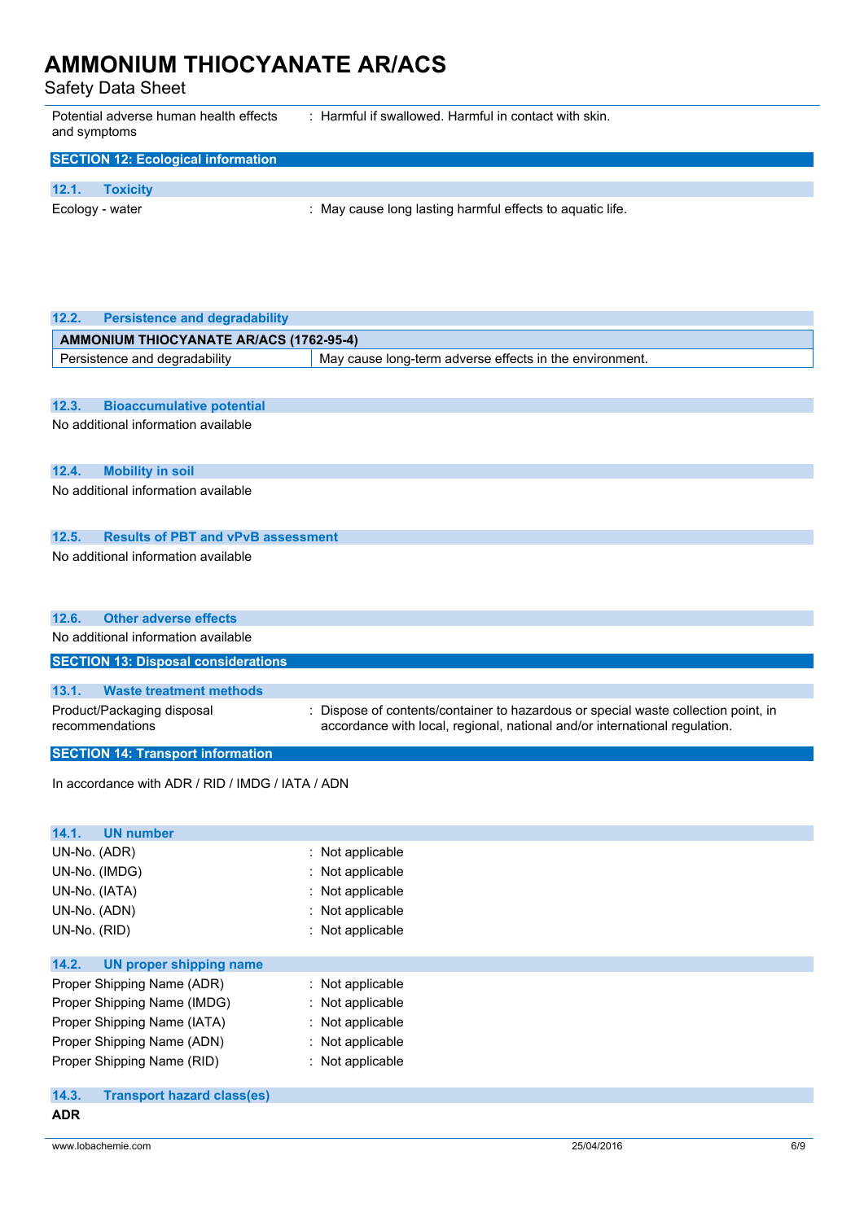Potential adverse human health effects and symptoms : Harmful if swallowed. Harmful in contact with skin.

## SECTION 12: Ecological information

### 12.1. Toxicity

Ecology - water : May cause long lasting harmful effects to aquatic life.

### 12.2. Persistence and degradability

| AMMONIUM THIOCYANATE AR/ACS (1762-95-4) | |
|---|---|
| Persistence and degradability | May cause long-term adverse effects in the environment. |

### 12.3. Bioaccumulative potential

No additional information available

### 12.4. Mobility in soil

No additional information available

### 12.5. Results of PBT and vPvB assessment

No additional information available

### 12.6. Other adverse effects

No additional information available

## SECTION 13: Disposal considerations

### 13.1. Waste treatment methods

Product/Packaging disposal recommendations : Dispose of contents/container to hazardous or special waste collection point, in accordance with local, regional, national and/or international regulation.

## SECTION 14: Transport information

In accordance with ADR / RID / IMDG / IATA / ADN

### 14.1. UN number

UN-No. (ADR) : Not applicable
UN-No. (IMDG) : Not applicable
UN-No. (IATA) : Not applicable
UN-No. (ADN) : Not applicable
UN-No. (RID) : Not applicable

### 14.2. UN proper shipping name

Proper Shipping Name (ADR) : Not applicable
Proper Shipping Name (IMDG) : Not applicable
Proper Shipping Name (IATA) : Not applicable
Proper Shipping Name (ADN) : Not applicable
Proper Shipping Name (RID) : Not applicable

### 14.3. Transport hazard class(es)

**ADR**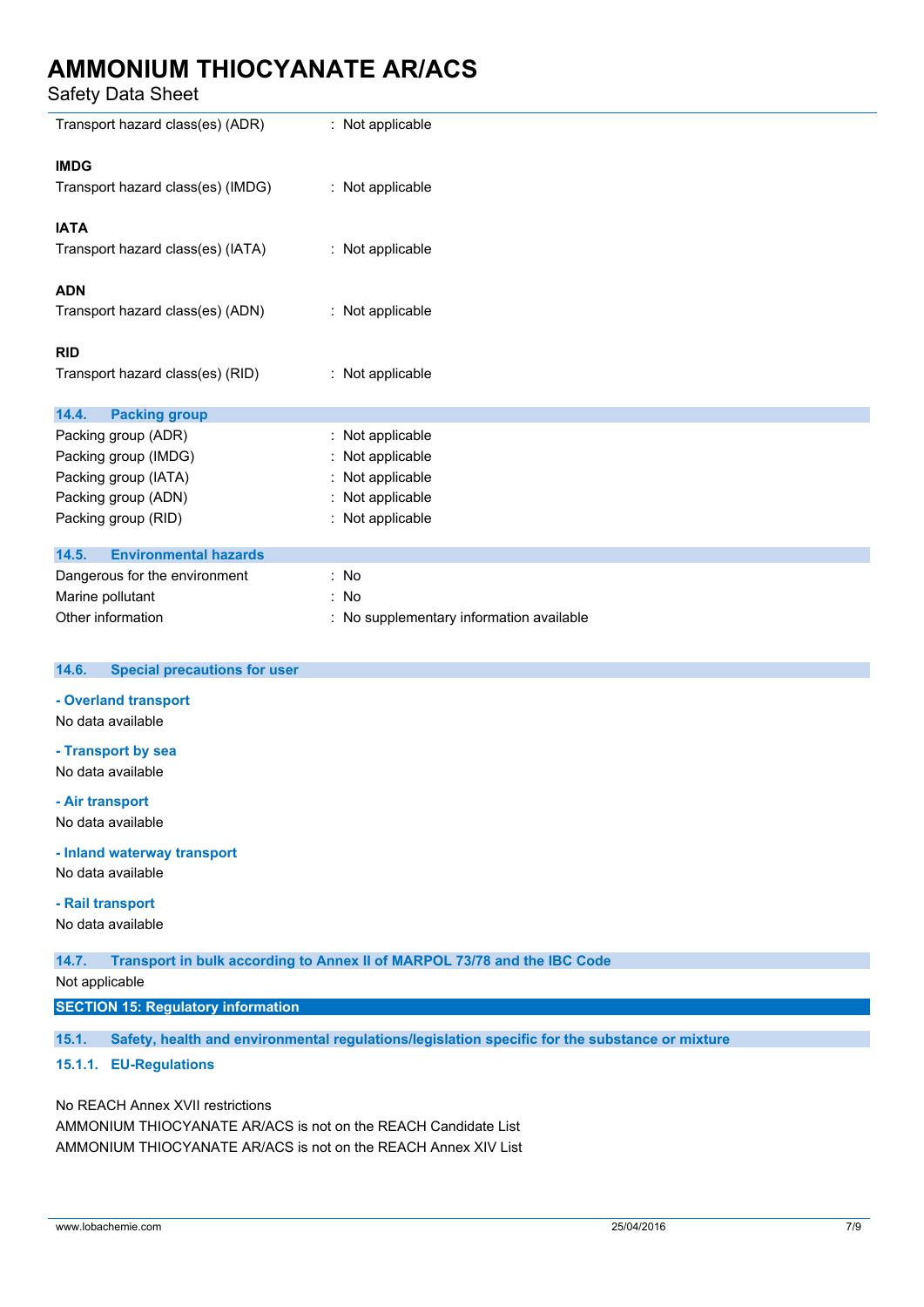Transport hazard class(es) (ADR) : Not applicable

**IMDG**

Transport hazard class(es) (IMDG) : Not applicable

**IATA**

Transport hazard class(es) (IATA) : Not applicable

**ADN**

Transport hazard class(es) (ADN) : Not applicable

**RID**

Transport hazard class(es) (RID) : Not applicable

### 14.4. Packing group

Packing group (ADR) : Not applicable
Packing group (IMDG) : Not applicable
Packing group (IATA) : Not applicable
Packing group (ADN) : Not applicable
Packing group (RID) : Not applicable

### 14.5. Environmental hazards

Dangerous for the environment : No
Marine pollutant : No
Other information : No supplementary information available

### 14.6. Special precautions for user

**- Overland transport**

No data available

**- Transport by sea**

No data available

**- Air transport**

No data available

**- Inland waterway transport**

No data available

**- Rail transport**

No data available

### 14.7. Transport in bulk according to Annex II of MARPOL 73/78 and the IBC Code

Not applicable

## SECTION 15: Regulatory information

### 15.1. Safety, health and environmental regulations/legislation specific for the substance or mixture

#### 15.1.1. EU-Regulations

No REACH Annex XVII restrictions
AMMONIUM THIOCYANATE AR/ACS is not on the REACH Candidate List
AMMONIUM THIOCYANATE AR/ACS is not on the REACH Annex XIV List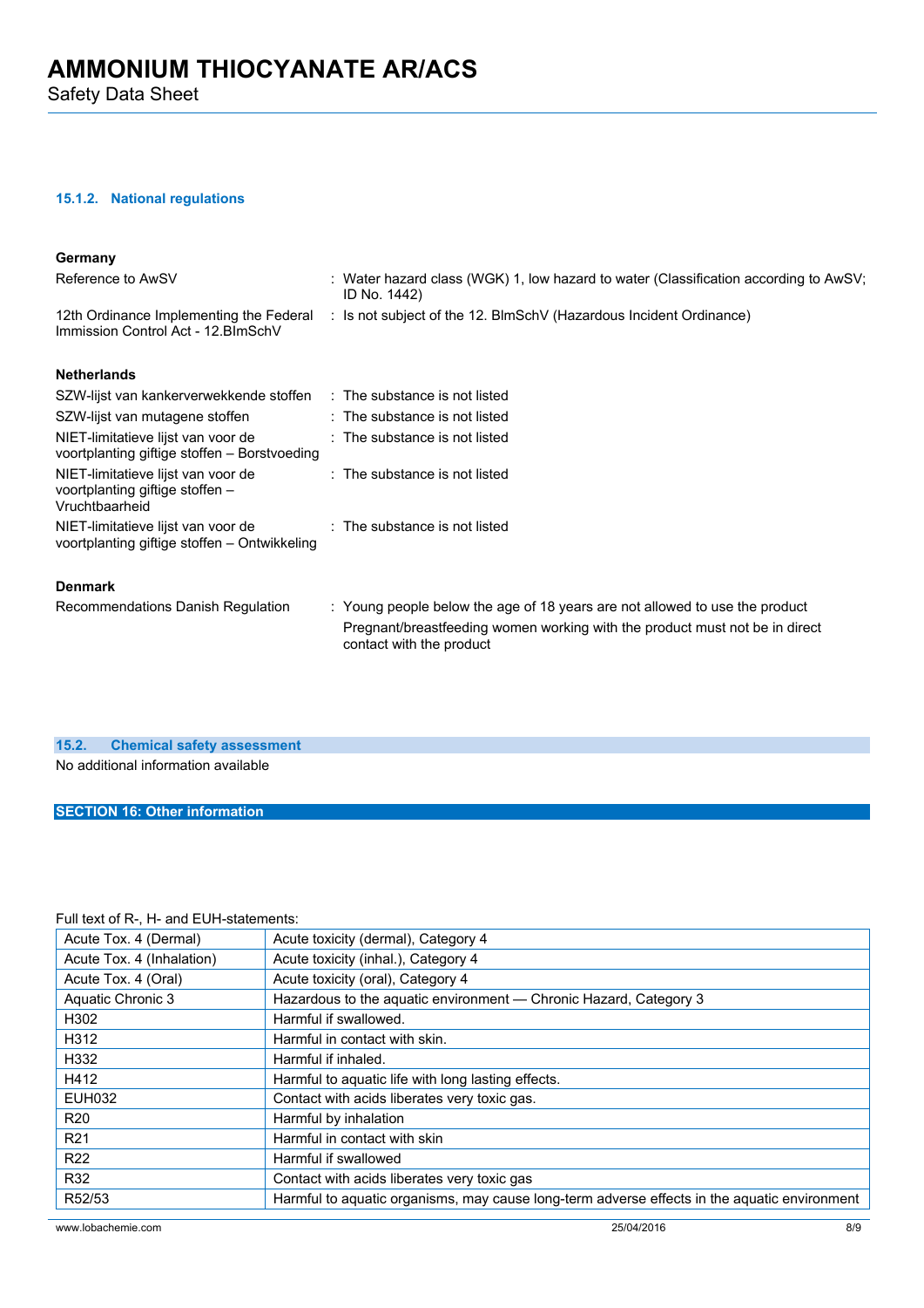#### 15.1.2. National regulations

**Germany**

| | |
|---|---|
| Reference to AwSV | : Water hazard class (WGK) 1, low hazard to water (Classification according to AwSV; ID No. 1442) |
| 12th Ordinance Implementing the Federal Immission Control Act - 12.BImSchV | : Is not subject of the 12. BlmSchV (Hazardous Incident Ordinance) |

**Netherlands**

| | |
|---|---|
| SZW-lijst van kankerverwekkende stoffen | : The substance is not listed |
| SZW-lijst van mutagene stoffen | : The substance is not listed |
| NIET-limitatieve lijst van voor de voortplanting giftige stoffen – Borstvoeding | : The substance is not listed |
| NIET-limitatieve lijst van voor de voortplanting giftige stoffen – Vruchtbaarheid | : The substance is not listed |
| NIET-limitatieve lijst van voor de voortplanting giftige stoffen – Ontwikkeling | : The substance is not listed |

**Denmark**

| | |
|---|---|
| Recommendations Danish Regulation | : Young people below the age of 18 years are not allowed to use the product<br>Pregnant/breastfeeding women working with the product must not be in direct contact with the product |

### 15.2. Chemical safety assessment

No additional information available

## SECTION 16: Other information

Full text of R-, H- and EUH-statements:

| | |
|---|---|
| Acute Tox. 4 (Dermal) | Acute toxicity (dermal), Category 4 |
| Acute Tox. 4 (Inhalation) | Acute toxicity (inhal.), Category 4 |
| Acute Tox. 4 (Oral) | Acute toxicity (oral), Category 4 |
| Aquatic Chronic 3 | Hazardous to the aquatic environment — Chronic Hazard, Category 3 |
| H302 | Harmful if swallowed. |
| H312 | Harmful in contact with skin. |
| H332 | Harmful if inhaled. |
| H412 | Harmful to aquatic life with long lasting effects. |
| EUH032 | Contact with acids liberates very toxic gas. |
| R20 | Harmful by inhalation |
| R21 | Harmful in contact with skin |
| R22 | Harmful if swallowed |
| R32 | Contact with acids liberates very toxic gas |
| R52/53 | Harmful to aquatic organisms, may cause long-term adverse effects in the aquatic environment |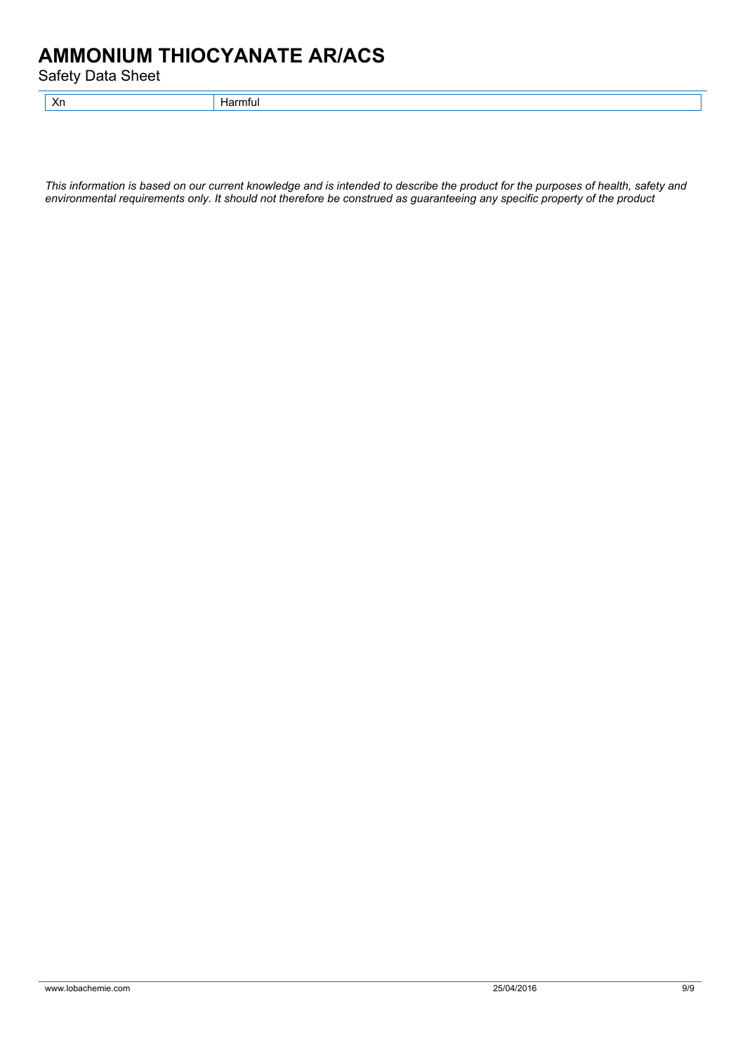| | |
|---|---|
| Xn | Harmful |

*This information is based on our current knowledge and is intended to describe the product for the purposes of health, safety and environmental requirements only. It should not therefore be construed as guaranteeing any specific property of the product*